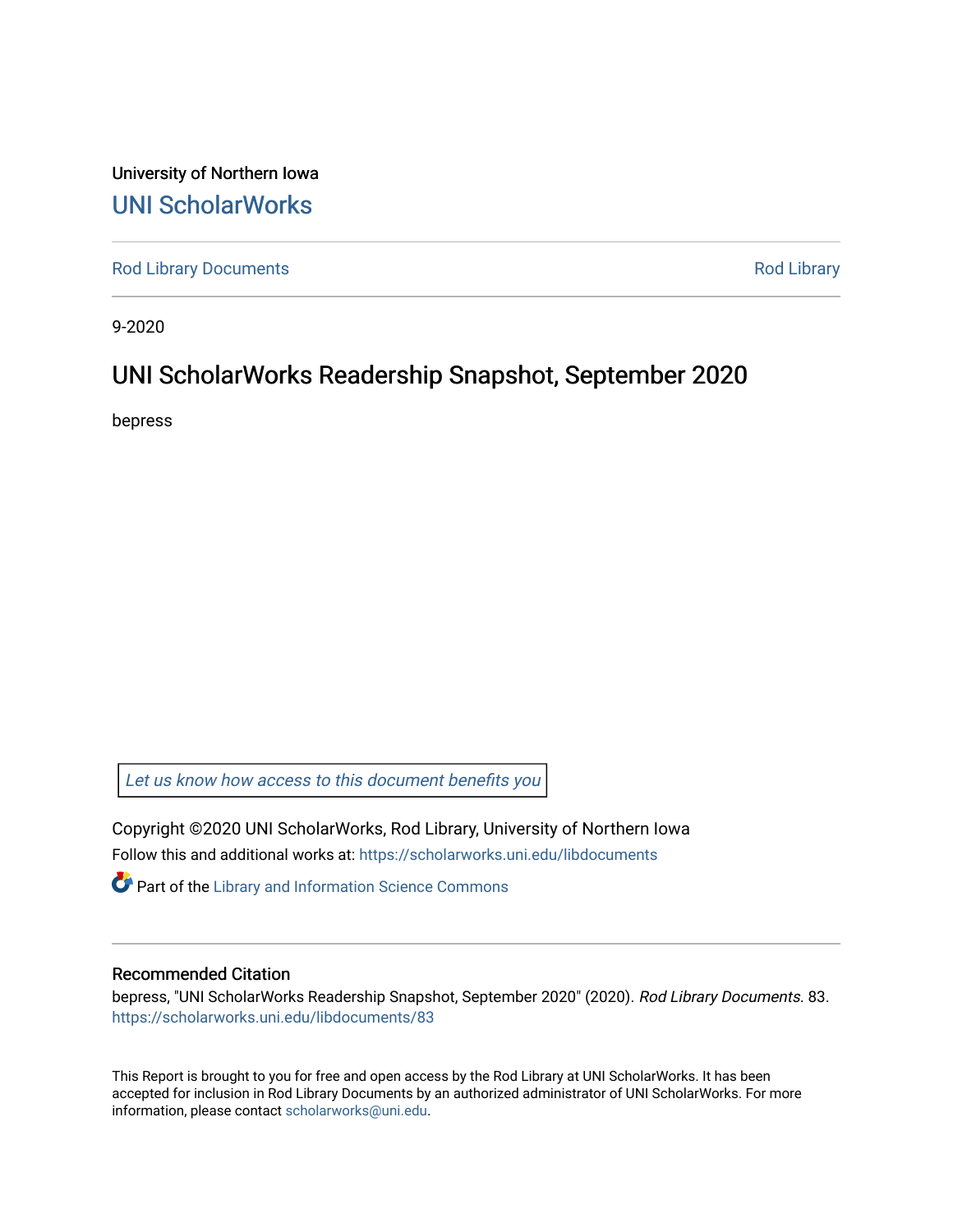University of Northern Iowa

# UNI ScholarWorks

Rod Library Documents

Rod Library

9-2020

## UNI ScholarWorks Readership Snapshot, September 2020

bepress

*Let us know how access to this document benefits you*

Copyright ©2020 UNI ScholarWorks, Rod Library, University of Northern Iowa

Follow this and additional works at: https://scholarworks.uni.edu/libdocuments

Part of the Library and Information Science Commons

### Recommended Citation

bepress, "UNI ScholarWorks Readership Snapshot, September 2020" (2020). *Rod Library Documents*. 83.
https://scholarworks.uni.edu/libdocuments/83

This Report is brought to you for free and open access by the Rod Library at UNI ScholarWorks. It has been accepted for inclusion in Rod Library Documents by an authorized administrator of UNI ScholarWorks. For more information, please contact scholarworks@uni.edu.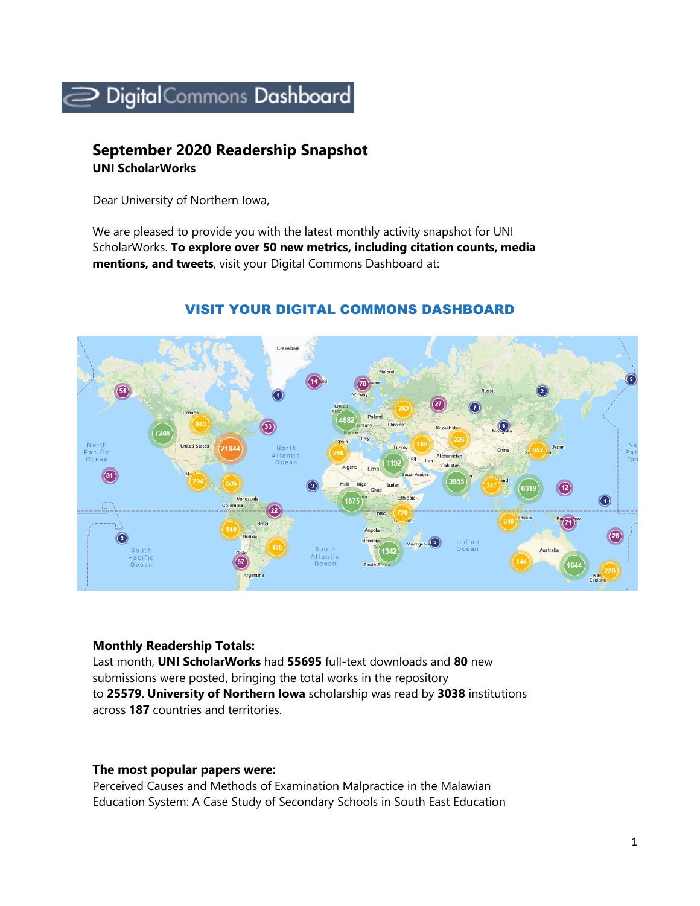Digital Commons Dashboard

## September 2020 Readership Snapshot

**UNI ScholarWorks**

Dear University of Northern Iowa,

We are pleased to provide you with the latest monthly activity snapshot for UNI ScholarWorks. **To explore over 50 new metrics, including citation counts, media mentions, and tweets**, visit your Digital Commons Dashboard at:

**VISIT YOUR DIGITAL COMMONS DASHBOARD**

### Monthly Readership Totals:

Last month, **UNI ScholarWorks** had **55695** full-text downloads and **80** new submissions were posted, bringing the total works in the repository to **25579**. **University of Northern Iowa** scholarship was read by **3038** institutions across **187** countries and territories.

### The most popular papers were:

Perceived Causes and Methods of Examination Malpractice in the Malawian Education System: A Case Study of Secondary Schools in South East Education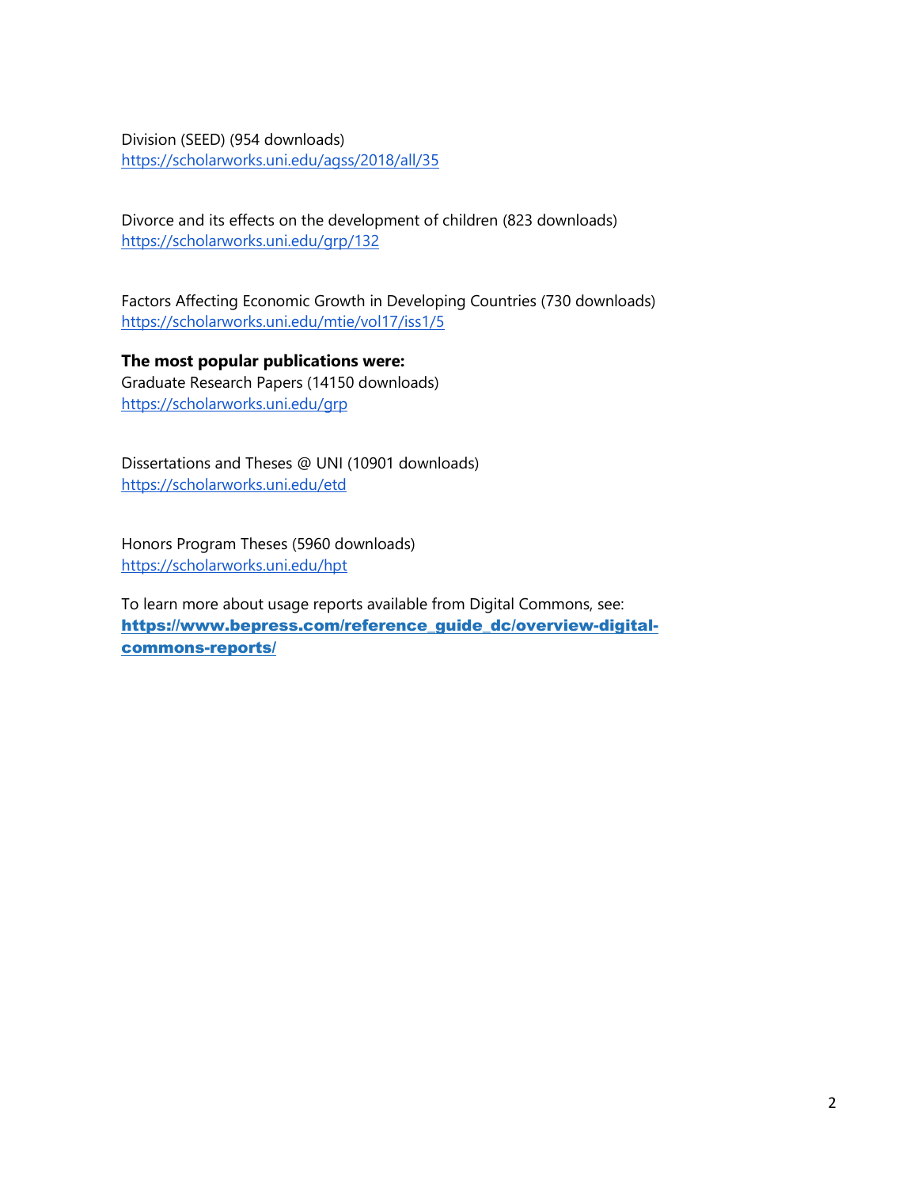Division (SEED) (954 downloads)
https://scholarworks.uni.edu/agss/2018/all/35

Divorce and its effects on the development of children (823 downloads)
https://scholarworks.uni.edu/grp/132

Factors Affecting Economic Growth in Developing Countries (730 downloads)
https://scholarworks.uni.edu/mtie/vol17/iss1/5

**The most popular publications were:**
Graduate Research Papers (14150 downloads)
https://scholarworks.uni.edu/grp

Dissertations and Theses @ UNI (10901 downloads)
https://scholarworks.uni.edu/etd

Honors Program Theses (5960 downloads)
https://scholarworks.uni.edu/hpt

To learn more about usage reports available from Digital Commons, see:
**https://www.bepress.com/reference_guide_dc/overview-digital-commons-reports/**